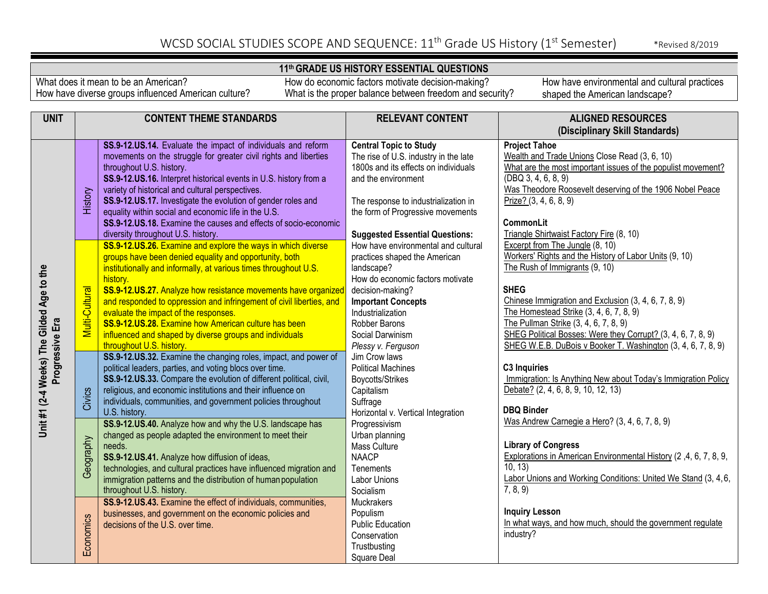# WCSD SOCIAL STUDIES SCOPE AND SEQUENCE: 11th Grade US History (1st Semester)

*Revised 8/2019

| 11th GRADE US HISTORY ESSENTIAL QUESTIONS | | |
|---|---|---|
| What does it mean to be an American?<br>How have diverse groups influenced American culture? | How do economic factors motivate decision-making?<br>What is the proper balance between freedom and security? | How have environmental and cultural practices shaped the American landscape? |

| UNIT | CONTENT THEME STANDARDS | | RELEVANT CONTENT | ALIGNED RESOURCES (Disciplinary Skill Standards) |
|---|---|---|---|---|
| Unit #1 (2-4 Weeks) The Gilded Age to the Progressive Era | History | **SS.9-12.US.14.** Evaluate the impact of individuals and reform movements on the struggle for greater civil rights and liberties throughout U.S. history.<br>**SS.9-12.US.16.** Interpret historical events in U.S. history from a variety of historical and cultural perspectives.<br>**SS.9-12.US.17.** Investigate the evolution of gender roles and equality within social and economic life in the U.S.<br>**SS.9-12.US.18.** Examine the causes and effects of socio-economic diversity throughout U.S. history. | **Central Topic to Study**<br>The rise of U.S. industry in the late 1800s and its effects on individuals and the environment<br><br>The response to industrialization in the form of Progressive movements<br><br>**Suggested Essential Questions:**<br>How have environmental and cultural practices shaped the American landscape?<br>How do economic factors motivate decision-making?<br>**Important Concepts**<br>Industrialization<br>Robber Barons<br>Social Darwinism<br>*Plessy v. Ferguson*<br>Jim Crow laws<br>Political Machines<br>Boycotts/Strikes<br>Capitalism<br>Suffrage<br>Horizontal v. Vertical Integration<br>Progressivism<br>Urban planning<br>Mass Culture<br>NAACP<br>Tenements<br>Labor Unions<br>Socialism<br>Muckrakers<br>Populism<br>Public Education<br>Conservation<br>Trustbusting<br>Square Deal | **Project Tahoe**<br>Wealth and Trade Unions Close Read (3, 6, 10)<br>What are the most important issues of the populist movement? (DBQ 3, 4, 6, 8, 9)<br>Was Theodore Roosevelt deserving of the 1906 Nobel Peace Prize? (3, 4, 6, 8, 9)<br><br>**CommonLit**<br>Triangle Shirtwaist Factory Fire (8, 10)<br>Excerpt from The Jungle (8, 10)<br>Workers' Rights and the History of Labor Units (9, 10)<br>The Rush of Immigrants (9, 10)<br><br>**SHEG**<br>Chinese Immigration and Exclusion (3, 4, 6, 7, 8, 9)<br>The Homestead Strike (3, 4, 6, 7, 8, 9)<br>The Pullman Strike (3, 4, 6, 7, 8, 9)<br>SHEG Political Bosses: Were they Corrupt? (3, 4, 6, 7, 8, 9)<br>SHEG W.E.B. DuBois v Booker T. Washington (3, 4, 6, 7, 8, 9)<br><br>**C3 Inquiries**<br>Immigration: Is Anything New about Today's Immigration Policy Debate? (2, 4, 6, 8, 9, 10, 12, 13)<br><br>**DBQ Binder**<br>Was Andrew Carnegie a Hero? (3, 4, 6, 7, 8, 9)<br><br>**Library of Congress**<br>Explorations in American Environmental History (2 ,4, 6, 7, 8, 9, 10, 13)<br>Labor Unions and Working Conditions: United We Stand (3, 4, 6, 7, 8, 9)<br><br>**Inquiry Lesson**<br>In what ways, and how much, should the government regulate industry? |
| | Multi-Cultural | **SS.9-12.US.26.** Examine and explore the ways in which diverse groups have been denied equality and opportunity, both institutionally and informally, at various times throughout U.S. history.<br>**SS.9-12.US.27.** Analyze how resistance movements have organized and responded to oppression and infringement of civil liberties, and evaluate the impact of the responses.<br>**SS.9-12.US.28.** Examine how American culture has been influenced and shaped by diverse groups and individuals throughout U.S. history. | | |
| | Civics | **SS.9-12.US.32.** Examine the changing roles, impact, and power of political leaders, parties, and voting blocs over time.<br>**SS.9-12.US.33.** Compare the evolution of different political, civil, religious, and economic institutions and their influence on individuals, communities, and government policies throughout U.S. history. | | |
| | Geography | **SS.9-12.US.40.** Analyze how and why the U.S. landscape has changed as people adapted the environment to meet their needs.<br>**SS.9-12.US.41.** Analyze how diffusion of ideas, technologies, and cultural practices have influenced migration and immigration patterns and the distribution of human population throughout U.S. history. | | |
| | Economics | **SS.9-12.US.43.** Examine the effect of individuals, communities, businesses, and government on the economic policies and decisions of the U.S. over time. | | |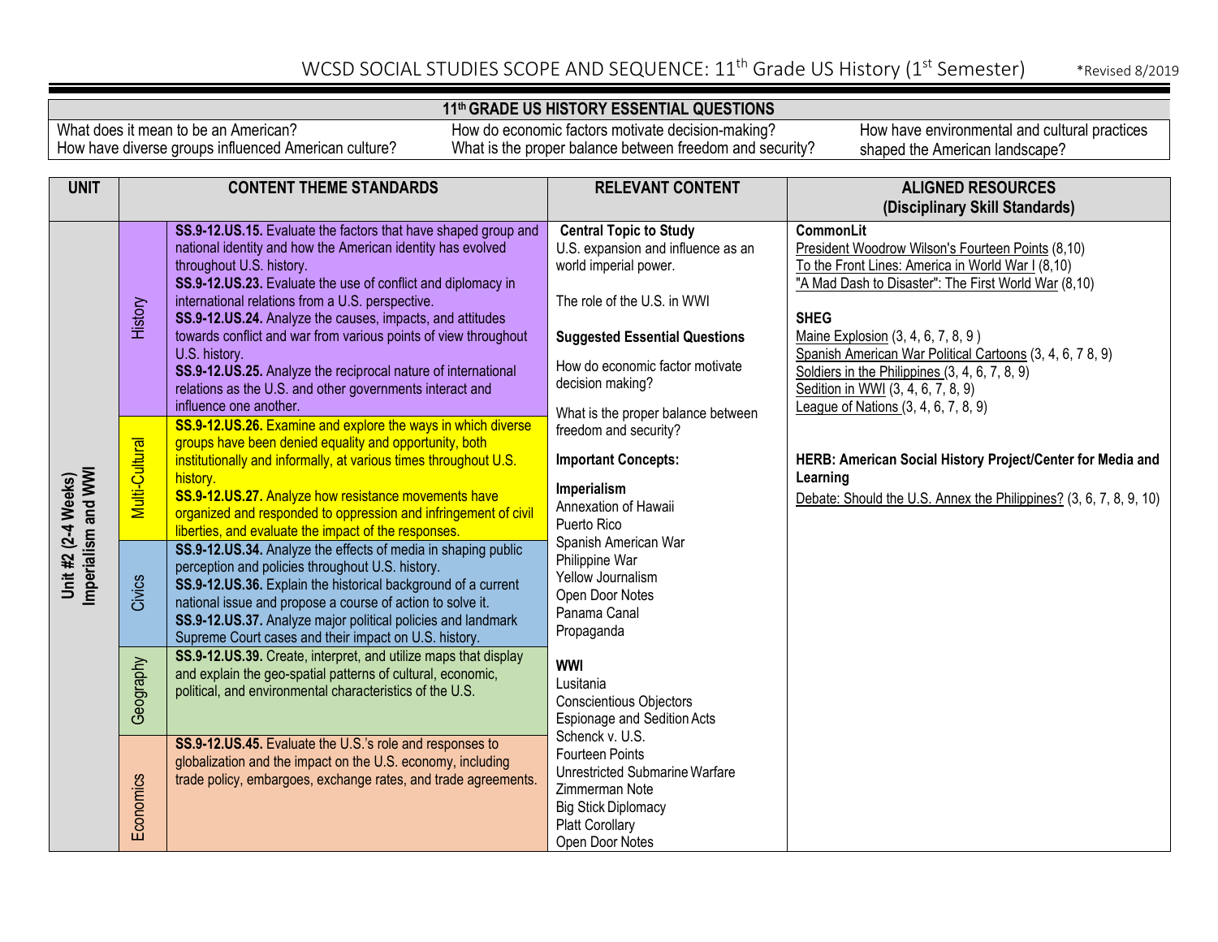# WCSD SOCIAL STUDIES SCOPE AND SEQUENCE: 11th Grade US History (1st Semester)

*Revised 8/2019

| 11th GRADE US HISTORY ESSENTIAL QUESTIONS | | |
|---|---|---|
| What does it mean to be an American?<br>How have diverse groups influenced American culture? | How do economic factors motivate decision-making?<br>What is the proper balance between freedom and security? | How have environmental and cultural practices shaped the American landscape? |

| UNIT | CONTENT THEME STANDARDS | | RELEVANT CONTENT | ALIGNED RESOURCES (Disciplinary Skill Standards) |
|---|---|---|---|---|
| **Unit #2 (2-4 Weeks) Imperialism and WWI** | History | **SS.9-12.US.15.** Evaluate the factors that have shaped group and national identity and how the American identity has evolved throughout U.S. history.<br>**SS.9-12.US.23.** Evaluate the use of conflict and diplomacy in international relations from a U.S. perspective.<br>**SS.9-12.US.24.** Analyze the causes, impacts, and attitudes towards conflict and war from various points of view throughout U.S. history.<br>**SS.9-12.US.25.** Analyze the reciprocal nature of international relations as the U.S. and other governments interact and influence one another. | **Central Topic to Study**<br>U.S. expansion and influence as an world imperial power.<br><br>The role of the U.S. in WWI<br><br>**Suggested Essential Questions**<br>How do economic factor motivate decision making?<br><br>What is the proper balance between freedom and security?<br><br>**Important Concepts:**<br><br>**Imperialism**<br>Annexation of Hawaii<br>Puerto Rico<br>Spanish American War<br>Philippine War<br>Yellow Journalism<br>Open Door Notes<br>Panama Canal<br>Propaganda<br><br>**WWI**<br>Lusitania<br>Conscientious Objectors<br>Espionage and Sedition Acts<br>Schenck v. U.S.<br>Fourteen Points<br>Unrestricted Submarine Warfare<br>Zimmerman Note<br>Big Stick Diplomacy<br>Platt Corollary<br>Open Door Notes | **CommonLit**<br>President Woodrow Wilson's Fourteen Points (8,10)<br>To the Front Lines: America in World War I (8,10)<br>"A Mad Dash to Disaster": The First World War (8,10)<br><br>**SHEG**<br>Maine Explosion (3, 4, 6, 7, 8, 9 )<br>Spanish American War Political Cartoons (3, 4, 6, 7 8, 9)<br>Soldiers in the Philippines (3, 4, 6, 7, 8, 9)<br>Sedition in WWI (3, 4, 6, 7, 8, 9)<br>League of Nations (3, 4, 6, 7, 8, 9)<br><br>**HERB: American Social History Project/Center for Media and Learning**<br>Debate: Should the U.S. Annex the Philippines? (3, 6, 7, 8, 9, 10) |
| | Multi-Cultural | **SS.9-12.US.26.** Examine and explore the ways in which diverse groups have been denied equality and opportunity, both institutionally and informally, at various times throughout U.S. history.<br>**SS.9-12.US.27.** Analyze how resistance movements have organized and responded to oppression and infringement of civil liberties, and evaluate the impact of the responses. | | |
| | Civics | **SS.9-12.US.34.** Analyze the effects of media in shaping public perception and policies throughout U.S. history.<br>**SS.9-12.US.36.** Explain the historical background of a current national issue and propose a course of action to solve it.<br>**SS.9-12.US.37.** Analyze major political policies and landmark Supreme Court cases and their impact on U.S. history. | | |
| | Geography | **SS.9-12.US.39.** Create, interpret, and utilize maps that display and explain the geo-spatial patterns of cultural, economic, political, and environmental characteristics of the U.S. | | |
| | Economics | **SS.9-12.US.45.** Evaluate the U.S.'s role and responses to globalization and the impact on the U.S. economy, including trade policy, embargoes, exchange rates, and trade agreements. | | |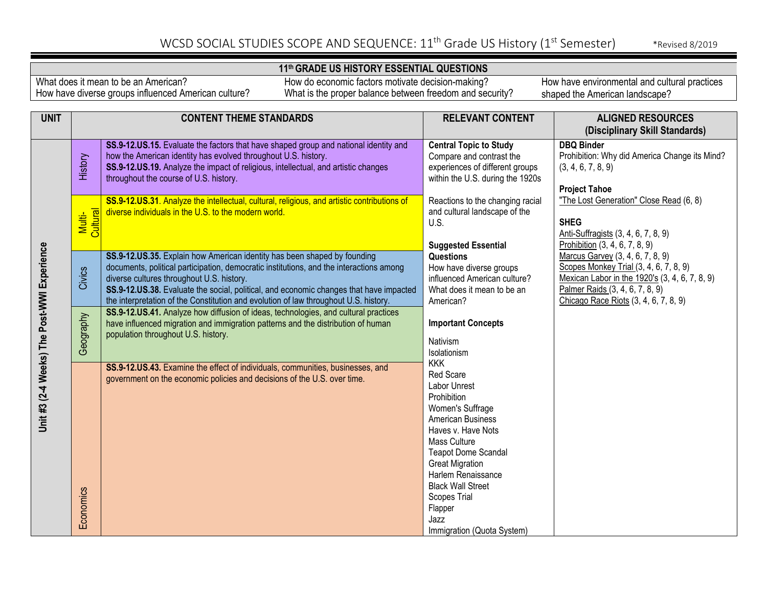# WCSD SOCIAL STUDIES SCOPE AND SEQUENCE: 11th Grade US History (1st Semester)

*Revised 8/2019

| 11th GRADE US HISTORY ESSENTIAL QUESTIONS | | |
|---|---|---|
| What does it mean to be an American?<br>How have diverse groups influenced American culture? | How do economic factors motivate decision-making?<br>What is the proper balance between freedom and security? | How have environmental and cultural practices shaped the American landscape? |

| UNIT | CONTENT THEME STANDARDS | | RELEVANT CONTENT | ALIGNED RESOURCES (Disciplinary Skill Standards) |
|---|---|---|---|---|
| Unit #3 (2-4 Weeks) The Post-WWI Experience | History | **SS.9-12.US.15.** Evaluate the factors that have shaped group and national identity and how the American identity has evolved throughout U.S. history.<br>**SS.9-12.US.19.** Analyze the impact of religious, intellectual, and artistic changes throughout the course of U.S. history. | **Central Topic to Study**<br>Compare and contrast the experiences of different groups within the U.S. during the 1920s<br><br>Reactions to the changing racial and cultural landscape of the U.S.<br><br>**Suggested Essential Questions**<br>How have diverse groups influenced American culture?<br>What does it mean to be an American?<br><br>**Important Concepts**<br>Nativism<br>Isolationism<br>KKK<br>Red Scare<br>Labor Unrest<br>Prohibition<br>Women's Suffrage<br>American Business<br>Haves v. Have Nots<br>Mass Culture<br>Teapot Dome Scandal<br>Great Migration<br>Harlem Renaissance<br>Black Wall Street<br>Scopes Trial<br>Flapper<br>Jazz<br>Immigration (Quota System) | **DBQ Binder**<br>Prohibition: Why did America Change its Mind? (3, 4, 6, 7, 8, 9)<br><br>**Project Tahoe**<br>"The Lost Generation" Close Read (6, 8)<br><br>**SHEG**<br>Anti-Suffragists (3, 4, 6, 7, 8, 9)<br>Prohibition (3, 4, 6, 7, 8, 9)<br>Marcus Garvey (3, 4, 6, 7, 8, 9)<br>Scopes Monkey Trial (3, 4, 6, 7, 8, 9)<br>Mexican Labor in the 1920's (3, 4, 6, 7, 8, 9)<br>Palmer Raids (3, 4, 6, 7, 8, 9)<br>Chicago Race Riots (3, 4, 6, 7, 8, 9) |
| | Multi-Cultural | **SS.9-12.US.31**. Analyze the intellectual, cultural, religious, and artistic contributions of diverse individuals in the U.S. to the modern world. | | |
| | Civics | **SS.9-12.US.35.** Explain how American identity has been shaped by founding documents, political participation, democratic institutions, and the interactions among diverse cultures throughout U.S. history.<br>**SS.9-12.US.38.** Evaluate the social, political, and economic changes that have impacted the interpretation of the Constitution and evolution of law throughout U.S. history. | | |
| | Geography | **SS.9-12.US.41.** Analyze how diffusion of ideas, technologies, and cultural practices have influenced migration and immigration patterns and the distribution of human population throughout U.S. history. | | |
| | Economics | **SS.9-12.US.43.** Examine the effect of individuals, communities, businesses, and government on the economic policies and decisions of the U.S. over time. | | |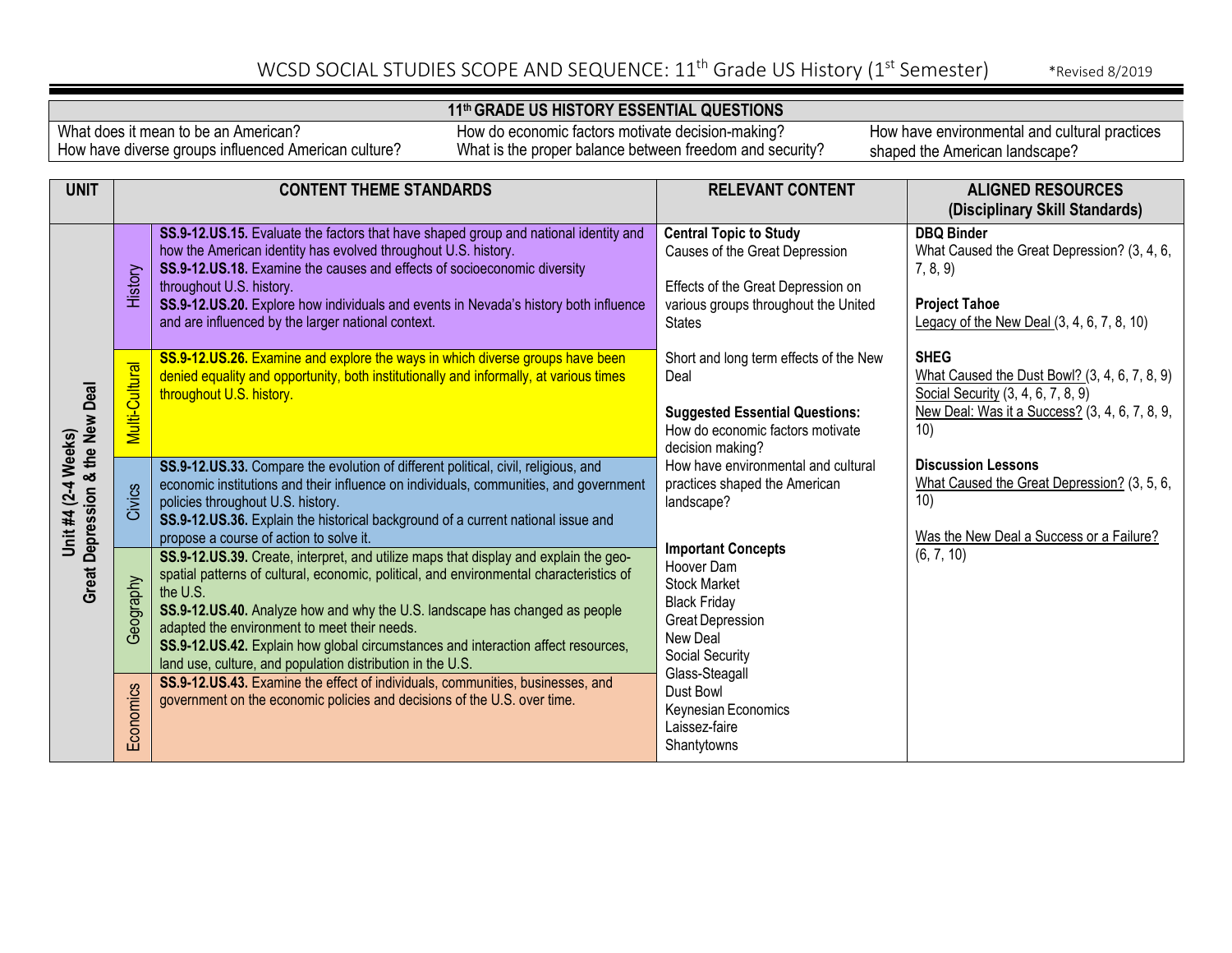# WCSD SOCIAL STUDIES SCOPE AND SEQUENCE: 11th Grade US History (1st Semester)

*Revised 8/2019

| 11th GRADE US HISTORY ESSENTIAL QUESTIONS | | |
|---|---|---|
| What does it mean to be an American?<br>How have diverse groups influenced American culture? | How do economic factors motivate decision-making?<br>What is the proper balance between freedom and security? | How have environmental and cultural practices shaped the American landscape? |

| UNIT | | CONTENT THEME STANDARDS | RELEVANT CONTENT | ALIGNED RESOURCES (Disciplinary Skill Standards) |
|---|---|---|---|---|
| Unit #4 (2-4 Weeks) Great Depression & the New Deal | History | **SS.9-12.US.15.** Evaluate the factors that have shaped group and national identity and how the American identity has evolved throughout U.S. history.<br>**SS.9-12.US.18.** Examine the causes and effects of socioeconomic diversity throughout U.S. history.<br>**SS.9-12.US.20.** Explore how individuals and events in Nevada's history both influence and are influenced by the larger national context. | **Central Topic to Study**<br>Causes of the Great Depression<br><br>Effects of the Great Depression on various groups throughout the United States<br><br>Short and long term effects of the New Deal<br><br>**Suggested Essential Questions:**<br>How do economic factors motivate decision making?<br>How have environmental and cultural practices shaped the American landscape?<br><br>**Important Concepts**<br>Hoover Dam<br>Stock Market<br>Black Friday<br>Great Depression<br>New Deal<br>Social Security<br>Glass-Steagall<br>Dust Bowl<br>Keynesian Economics<br>Laissez-faire<br>Shantytowns | **DBQ Binder**<br>What Caused the Great Depression? (3, 4, 6, 7, 8, 9)<br><br>**Project Tahoe**<br>Legacy of the New Deal (3, 4, 6, 7, 8, 10)<br><br>**SHEG**<br>What Caused the Dust Bowl? (3, 4, 6, 7, 8, 9)<br>Social Security (3, 4, 6, 7, 8, 9)<br>New Deal: Was it a Success? (3, 4, 6, 7, 8, 9, 10)<br><br>**Discussion Lessons**<br>What Caused the Great Depression? (3, 5, 6, 10)<br><br>Was the New Deal a Success or a Failure? (6, 7, 10) |
| | Multi-Cultural | **SS.9-12.US.26.** Examine and explore the ways in which diverse groups have been denied equality and opportunity, both institutionally and informally, at various times throughout U.S. history. | | |
| | Civics | **SS.9-12.US.33.** Compare the evolution of different political, civil, religious, and economic institutions and their influence on individuals, communities, and government policies throughout U.S. history.<br>**SS.9-12.US.36.** Explain the historical background of a current national issue and propose a course of action to solve it. | | |
| | Geography | **SS.9-12.US.39.** Create, interpret, and utilize maps that display and explain the geo-spatial patterns of cultural, economic, political, and environmental characteristics of the U.S.<br>**SS.9-12.US.40.** Analyze how and why the U.S. landscape has changed as people adapted the environment to meet their needs.<br>**SS.9-12.US.42.** Explain how global circumstances and interaction affect resources, land use, culture, and population distribution in the U.S. | | |
| | Economics | **SS.9-12.US.43.** Examine the effect of individuals, communities, businesses, and government on the economic policies and decisions of the U.S. over time. | | |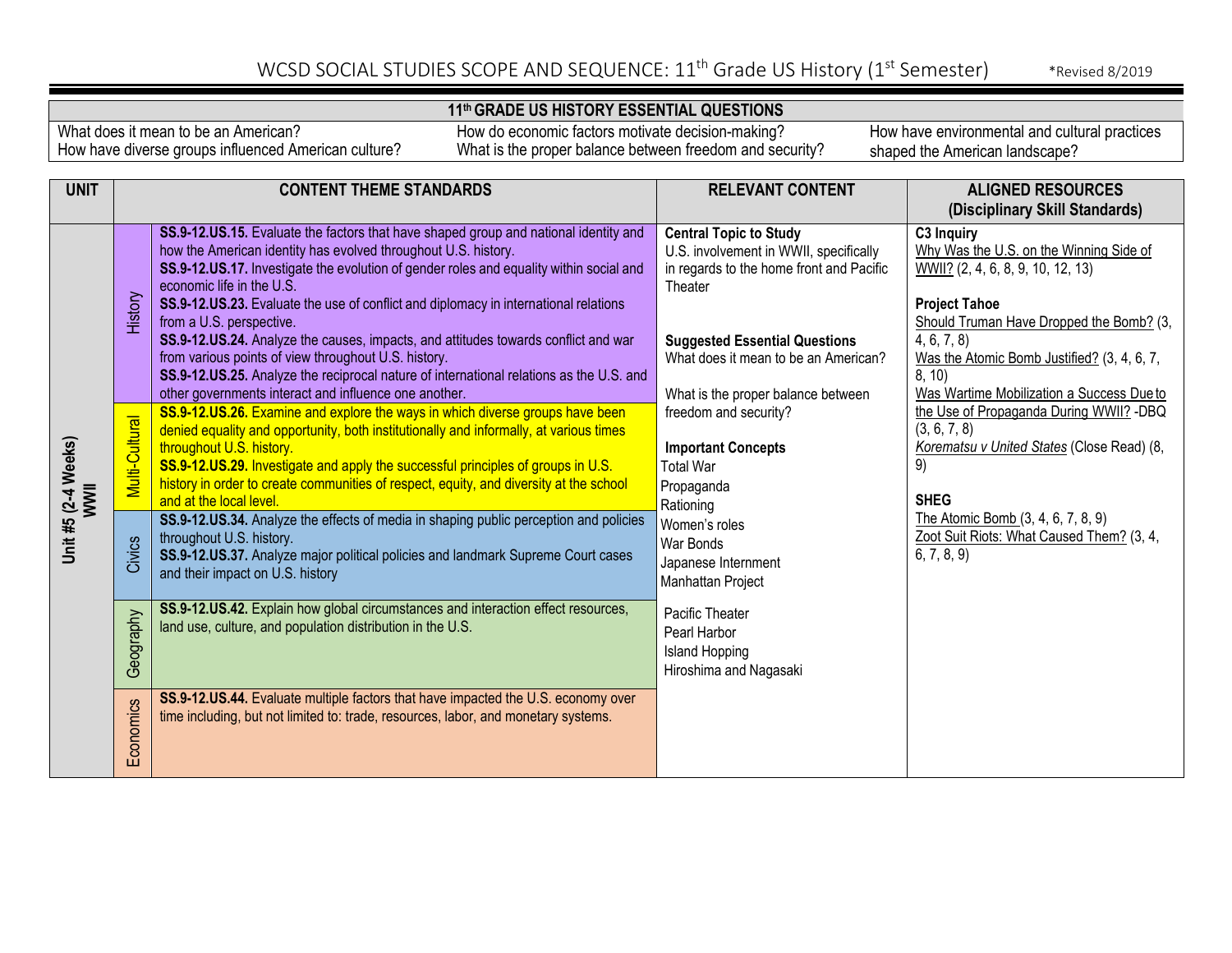# WCSD SOCIAL STUDIES SCOPE AND SEQUENCE: 11th Grade US History (1st Semester)

*Revised 8/2019

| 11th GRADE US HISTORY ESSENTIAL QUESTIONS | | |
|---|---|---|
| What does it mean to be an American?<br>How have diverse groups influenced American culture? | How do economic factors motivate decision-making?<br>What is the proper balance between freedom and security? | How have environmental and cultural practices shaped the American landscape? |

| UNIT | | CONTENT THEME STANDARDS | RELEVANT CONTENT | ALIGNED RESOURCES (Disciplinary Skill Standards) |
|---|---|---|---|---|
| **Unit #5 (2-4 Weeks) WWII** | History | **SS.9-12.US.15.** Evaluate the factors that have shaped group and national identity and how the American identity has evolved throughout U.S. history.<br>**SS.9-12.US.17.** Investigate the evolution of gender roles and equality within social and economic life in the U.S.<br>**SS.9-12.US.23.** Evaluate the use of conflict and diplomacy in international relations from a U.S. perspective.<br>**SS.9-12.US.24.** Analyze the causes, impacts, and attitudes towards conflict and war from various points of view throughout U.S. history.<br>**SS.9-12.US.25.** Analyze the reciprocal nature of international relations as the U.S. and other governments interact and influence one another. | **Central Topic to Study**<br>U.S. involvement in WWII, specifically in regards to the home front and Pacific Theater<br><br>**Suggested Essential Questions**<br>What does it mean to be an American?<br><br>What is the proper balance between freedom and security?<br><br>**Important Concepts**<br>Total War<br>Propaganda<br>Rationing<br>Women's roles<br>War Bonds<br>Japanese Internment<br>Manhattan Project<br><br>Pacific Theater<br>Pearl Harbor<br>Island Hopping<br>Hiroshima and Nagasaki | **C3 Inquiry**<br>Why Was the U.S. on the Winning Side of WWII? (2, 4, 6, 8, 9, 10, 12, 13)<br><br>**Project Tahoe**<br>Should Truman Have Dropped the Bomb? (3, 4, 6, 7, 8)<br>Was the Atomic Bomb Justified? (3, 4, 6, 7, 8, 10)<br>Was Wartime Mobilization a Success Due to the Use of Propaganda During WWII? -DBQ (3, 6, 7, 8)<br>*Korematsu v United States* (Close Read) (8, 9)<br><br>**SHEG**<br>The Atomic Bomb (3, 4, 6, 7, 8, 9)<br>Zoot Suit Riots: What Caused Them? (3, 4, 6, 7, 8, 9) |
| | Multi-Cultural | **SS.9-12.US.26.** Examine and explore the ways in which diverse groups have been denied equality and opportunity, both institutionally and informally, at various times throughout U.S. history.<br>**SS.9-12.US.29.** Investigate and apply the successful principles of groups in U.S. history in order to create communities of respect, equity, and diversity at the school and at the local level. | | |
| | Civics | **SS.9-12.US.34.** Analyze the effects of media in shaping public perception and policies throughout U.S. history.<br>**SS.9-12.US.37.** Analyze major political policies and landmark Supreme Court cases and their impact on U.S. history | | |
| | Geography | **SS.9-12.US.42.** Explain how global circumstances and interaction effect resources, land use, culture, and population distribution in the U.S. | | |
| | Economics | **SS.9-12.US.44.** Evaluate multiple factors that have impacted the U.S. economy over time including, but not limited to: trade, resources, labor, and monetary systems. | | |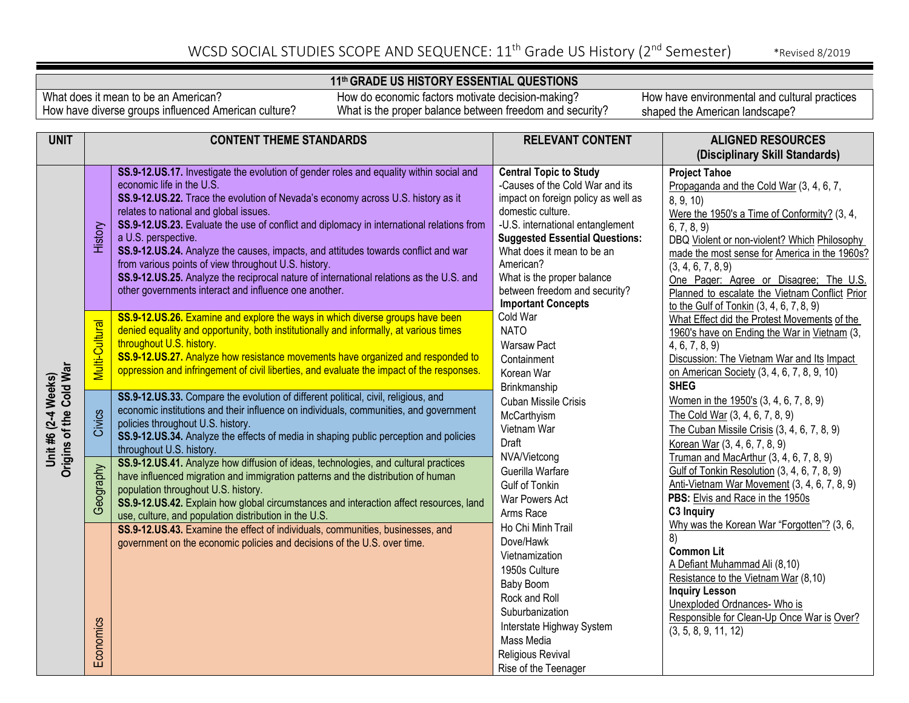# WCSD SOCIAL STUDIES SCOPE AND SEQUENCE: 11th Grade US History (2nd Semester)

*Revised 8/2019

| 11th GRADE US HISTORY ESSENTIAL QUESTIONS | | |
|---|---|---|
| What does it mean to be an American?<br>How have diverse groups influenced American culture? | How do economic factors motivate decision-making?<br>What is the proper balance between freedom and security? | How have environmental and cultural practices shaped the American landscape? |

| UNIT | CONTENT THEME STANDARDS | | RELEVANT CONTENT | ALIGNED RESOURCES (Disciplinary Skill Standards) |
|---|---|---|---|---|
| **Unit #6 (2-4 Weeks) Origins of the Cold War** | History | **SS.9-12.US.17.** Investigate the evolution of gender roles and equality within social and economic life in the U.S.<br>**SS.9-12.US.22.** Trace the evolution of Nevada's economy across U.S. history as it relates to national and global issues.<br>**SS.9-12.US.23.** Evaluate the use of conflict and diplomacy in international relations from a U.S. perspective.<br>**SS.9-12.US.24.** Analyze the causes, impacts, and attitudes towards conflict and war from various points of view throughout U.S. history.<br>**SS.9-12.US.25.** Analyze the reciprocal nature of international relations as the U.S. and other governments interact and influence one another. | **Central Topic to Study**<br>-Causes of the Cold War and its impact on foreign policy as well as domestic culture.<br>-U.S. international entanglement<br>**Suggested Essential Questions:**<br>What does it mean to be an American?<br>What is the proper balance between freedom and security?<br>**Important Concepts**<br>Cold War<br>NATO<br>Warsaw Pact<br>Containment<br>Korean War<br>Brinkmanship<br>Cuban Missile Crisis<br>McCarthyism<br>Vietnam War<br>Draft<br>NVA/Vietcong<br>Guerilla Warfare<br>Gulf of Tonkin<br>War Powers Act<br>Arms Race<br>Ho Chi Minh Trail<br>Dove/Hawk<br>Vietnamization<br>1950s Culture<br>Baby Boom<br>Rock and Roll<br>Suburbanization<br>Interstate Highway System<br>Mass Media<br>Religious Revival<br>Rise of the Teenager | **Project Tahoe**<br>Propaganda and the Cold War (3, 4, 6, 7, 8, 9, 10)<br>Were the 1950's a Time of Conformity? (3, 4, 6, 7, 8, 9)<br>DBQ Violent or non-violent? Which Philosophy made the most sense for America in the 1960s? (3, 4, 6, 7, 8, 9)<br>One Pager: Agree or Disagree; The U.S. Planned to escalate the Vietnam Conflict Prior to the Gulf of Tonkin (3, 4, 6, 7, 8, 9)<br>What Effect did the Protest Movements of the 1960's have on Ending the War in Vietnam (3, 4, 6, 7, 8, 9)<br>Discussion: The Vietnam War and Its Impact on American Society (3, 4, 6, 7, 8, 9, 10)<br>**SHEG**<br>Women in the 1950's (3, 4, 6, 7, 8, 9)<br>The Cold War (3, 4, 6, 7, 8, 9)<br>The Cuban Missile Crisis (3, 4, 6, 7, 8, 9)<br>Korean War (3, 4, 6, 7, 8, 9)<br>Truman and MacArthur (3, 4, 6, 7, 8, 9)<br>Gulf of Tonkin Resolution (3, 4, 6, 7, 8, 9)<br>Anti-Vietnam War Movement (3, 4, 6, 7, 8, 9)<br>**PBS:** Elvis and Race in the 1950s<br>**C3 Inquiry**<br>Why was the Korean War "Forgotten"? (3, 6, 8)<br>**Common Lit**<br>A Defiant Muhammad Ali (8,10)<br>Resistance to the Vietnam War (8,10)<br>**Inquiry Lesson**<br>Unexploded Ordnances- Who is Responsible for Clean-Up Once War is Over? (3, 5, 8, 9, 11, 12) |
| | Multi-Cultural | **SS.9-12.US.26.** Examine and explore the ways in which diverse groups have been denied equality and opportunity, both institutionally and informally, at various times throughout U.S. history.<br>**SS.9-12.US.27.** Analyze how resistance movements have organized and responded to oppression and infringement of civil liberties, and evaluate the impact of the responses. | | |
| | Civics | **SS.9-12.US.33.** Compare the evolution of different political, civil, religious, and economic institutions and their influence on individuals, communities, and government policies throughout U.S. history.<br>**SS.9-12.US.34.** Analyze the effects of media in shaping public perception and policies throughout U.S. history. | | |
| | Geography | **SS.9-12.US.41.** Analyze how diffusion of ideas, technologies, and cultural practices have influenced migration and immigration patterns and the distribution of human population throughout U.S. history.<br>**SS.9-12.US.42.** Explain how global circumstances and interaction affect resources, land use, culture, and population distribution in the U.S. | | |
| | Economics | **SS.9-12.US.43.** Examine the effect of individuals, communities, businesses, and government on the economic policies and decisions of the U.S. over time. | | |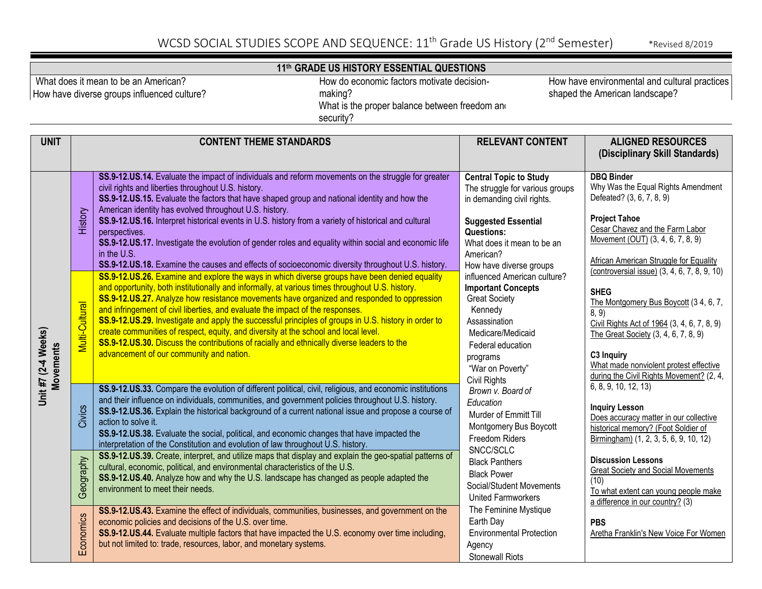# WCSD SOCIAL STUDIES SCOPE AND SEQUENCE: 11th Grade US History (2nd Semester)

*Revised 8/2019

## 11th GRADE US HISTORY ESSENTIAL QUESTIONS

| | | |
|---|---|---|
| What does it mean to be an American?<br>How have diverse groups influenced culture? | How do economic factors motivate decision-making?<br>What is the proper balance between freedom and security? | How have environmental and cultural practices shaped the American landscape? |

| UNIT | | CONTENT THEME STANDARDS | RELEVANT CONTENT | ALIGNED RESOURCES (Disciplinary Skill Standards) |
|---|---|---|---|---|
| **Unit #7 (2-4 Weeks) Movements** | History | **SS.9-12.US.14.** Evaluate the impact of individuals and reform movements on the struggle for greater civil rights and liberties throughout U.S. history.<br>**SS.9-12.US.15.** Evaluate the factors that have shaped group and national identity and how the American identity has evolved throughout U.S. history.<br>**SS.9-12.US.16.** Interpret historical events in U.S. history from a variety of historical and cultural perspectives.<br>**SS.9-12.US.17.** Investigate the evolution of gender roles and equality within social and economic life in the U.S.<br>**SS.9-12.US.18.** Examine the causes and effects of socioeconomic diversity throughout U.S. history. | **Central Topic to Study**<br>The struggle for various groups in demanding civil rights.<br><br>**Suggested Essential Questions:**<br>What does it mean to be an American?<br>How have diverse groups influenced American culture?<br>**Important Concepts**<br>Great Society<br>Kennedy Assassination<br>Medicare/Medicaid<br>Federal education programs<br>"War on Poverty"<br>Civil Rights<br>*Brown v. Board of Education*<br>Murder of Emmitt Till<br>Montgomery Bus Boycott<br>Freedom Riders<br>SNCC/SCLC<br>Black Panthers<br>Black Power<br>Social/Student Movements<br>United Farmworkers<br>The Feminine Mystique<br>Earth Day<br>Environmental Protection Agency<br>Stonewall Riots | **DBQ Binder**<br>Why Was the Equal Rights Amendment Defeated? (3, 6, 7, 8, 9)<br><br>**Project Tahoe**<br>Cesar Chavez and the Farm Labor Movement (OUT) (3, 4, 6, 7, 8, 9)<br><br>African American Struggle for Equality (controversial issue) (3, 4, 6, 7, 8, 9, 10)<br><br>**SHEG**<br>The Montgomery Bus Boycott (3 4, 6, 7, 8, 9)<br>Civil Rights Act of 1964 (3, 4, 6, 7, 8, 9)<br>The Great Society (3, 4, 6, 7, 8, 9)<br><br>**C3 Inquiry**<br>What made nonviolent protest effective during the Civil Rights Movement? (2, 4, 6, 8, 9, 10, 12, 13)<br><br>**Inquiry Lesson**<br>Does accuracy matter in our collective historical memory? (Foot Soldier of Birmingham) (1, 2, 3, 5, 6, 9, 10, 12)<br><br>**Discussion Lessons**<br>Great Society and Social Movements (10)<br>To what extent can young people make a difference in our country? (3)<br><br>**PBS**<br>Aretha Franklin's New Voice For Women |
| | Multi-Cultural | **SS.9-12.US.26.** Examine and explore the ways in which diverse groups have been denied equality and opportunity, both institutionally and informally, at various times throughout U.S. history.<br>**SS.9-12.US.27.** Analyze how resistance movements have organized and responded to oppression and infringement of civil liberties, and evaluate the impact of the responses.<br>**SS.9-12.US.29.** Investigate and apply the successful principles of groups in U.S. history in order to create communities of respect, equity, and diversity at the school and local level.<br>**SS.9-12.US.30.** Discuss the contributions of racially and ethnically diverse leaders to the advancement of our community and nation. | | |
| | Civics | **SS.9-12.US.33.** Compare the evolution of different political, civil, religious, and economic institutions and their influence on individuals, communities, and government policies throughout U.S. history.<br>**SS.9-12.US.36.** Explain the historical background of a current national issue and propose a course of action to solve it.<br>**SS.9-12.US.38.** Evaluate the social, political, and economic changes that have impacted the interpretation of the Constitution and evolution of law throughout U.S. history. | | |
| | Geography | **SS.9-12.US.39.** Create, interpret, and utilize maps that display and explain the geo-spatial patterns of cultural, economic, political, and environmental characteristics of the U.S.<br>**SS.9-12.US.40.** Analyze how and why the U.S. landscape has changed as people adapted the environment to meet their needs. | | |
| | Economics | **SS.9-12.US.43.** Examine the effect of individuals, communities, businesses, and government on the economic policies and decisions of the U.S. over time.<br>**SS.9-12.US.44.** Evaluate multiple factors that have impacted the U.S. economy over time including, but not limited to: trade, resources, labor, and monetary systems. | | |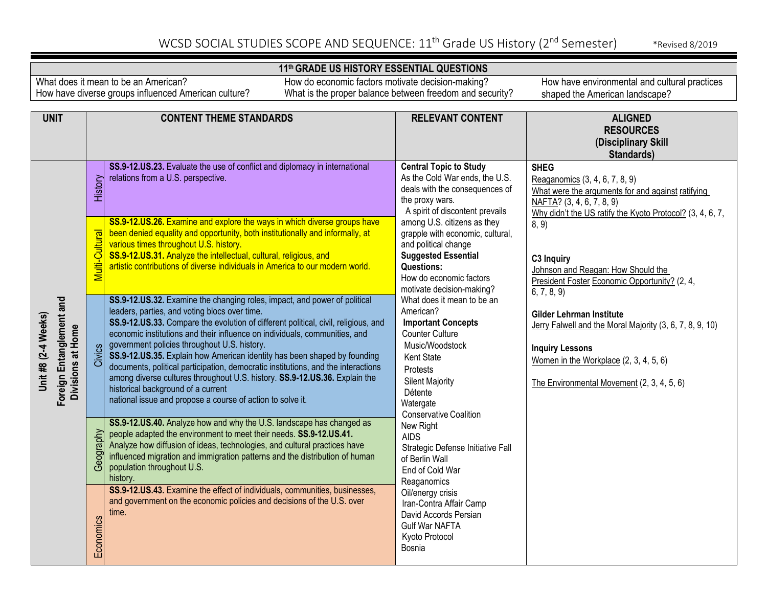# WCSD SOCIAL STUDIES SCOPE AND SEQUENCE: 11th Grade US History (2nd Semester)

*Revised 8/2019

| 11th GRADE US HISTORY ESSENTIAL QUESTIONS | | |
|---|---|---|
| What does it mean to be an American?<br>How have diverse groups influenced American culture? | How do economic factors motivate decision-making?<br>What is the proper balance between freedom and security? | How have environmental and cultural practices shaped the American landscape? |

| UNIT | | CONTENT THEME STANDARDS | RELEVANT CONTENT | ALIGNED RESOURCES (Disciplinary Skill Standards) |
|---|---|---|---|---|
| Unit #8 (2-4 Weeks)<br>Foreign Entanglement and Divisions at Home | History | **SS.9-12.US.23.** Evaluate the use of conflict and diplomacy in international relations from a U.S. perspective. | **Central Topic to Study**<br>As the Cold War ends, the U.S. deals with the consequences of the proxy wars.<br>A spirit of discontent prevails among U.S. citizens as they grapple with economic, cultural, and political change<br>**Suggested Essential Questions:**<br>How do economic factors motivate decision-making?<br>What does it mean to be an American?<br>**Important Concepts**<br>Counter Culture<br>Music/Woodstock<br>Kent State<br>Protests<br>Silent Majority<br>Détente<br>Watergate<br>Conservative Coalition<br>New Right<br>AIDS<br>Strategic Defense Initiative Fall of Berlin Wall<br>End of Cold War<br>Reaganomics<br>Oil/energy crisis<br>Iran-Contra Affair Camp David Accords Persian Gulf War NAFTA<br>Kyoto Protocol<br>Bosnia | **SHEG**<br>Reaganomics (3, 4, 6, 7, 8, 9)<br>What were the arguments for and against ratifying NAFTA? (3, 4, 6, 7, 8, 9)<br>Why didn't the US ratify the Kyoto Protocol? (3, 4, 6, 7, 8, 9)<br><br>**C3 Inquiry**<br>Johnson and Reagan: How Should the President Foster Economic Opportunity? (2, 4, 6, 7, 8, 9)<br><br>**Gilder Lehrman Institute**<br>Jerry Falwell and the Moral Majority (3, 6, 7, 8, 9, 10)<br><br>**Inquiry Lessons**<br>Women in the Workplace (2, 3, 4, 5, 6)<br><br>The Environmental Movement (2, 3, 4, 5, 6) |
| | Multi-Cultural | **SS.9-12.US.26.** Examine and explore the ways in which diverse groups have been denied equality and opportunity, both institutionally and informally, at various times throughout U.S. history.<br>**SS.9-12.US.31.** Analyze the intellectual, cultural, religious, and artistic contributions of diverse individuals in America to our modern world. | | |
| | Civics | **SS.9-12.US.32.** Examine the changing roles, impact, and power of political leaders, parties, and voting blocs over time.<br>**SS.9-12.US.33.** Compare the evolution of different political, civil, religious, and economic institutions and their influence on individuals, communities, and government policies throughout U.S. history.<br>**SS.9-12.US.35.** Explain how American identity has been shaped by founding documents, political participation, democratic institutions, and the interactions among diverse cultures throughout U.S. history. **SS.9-12.US.36.** Explain the historical background of a current national issue and propose a course of action to solve it. | | |
| | Geography | **SS.9-12.US.40.** Analyze how and why the U.S. landscape has changed as people adapted the environment to meet their needs. **SS.9-12.US.41.** Analyze how diffusion of ideas, technologies, and cultural practices have influenced migration and immigration patterns and the distribution of human population throughout U.S. history. | | |
| | Economics | **SS.9-12.US.43.** Examine the effect of individuals, communities, businesses, and government on the economic policies and decisions of the U.S. over time. | | |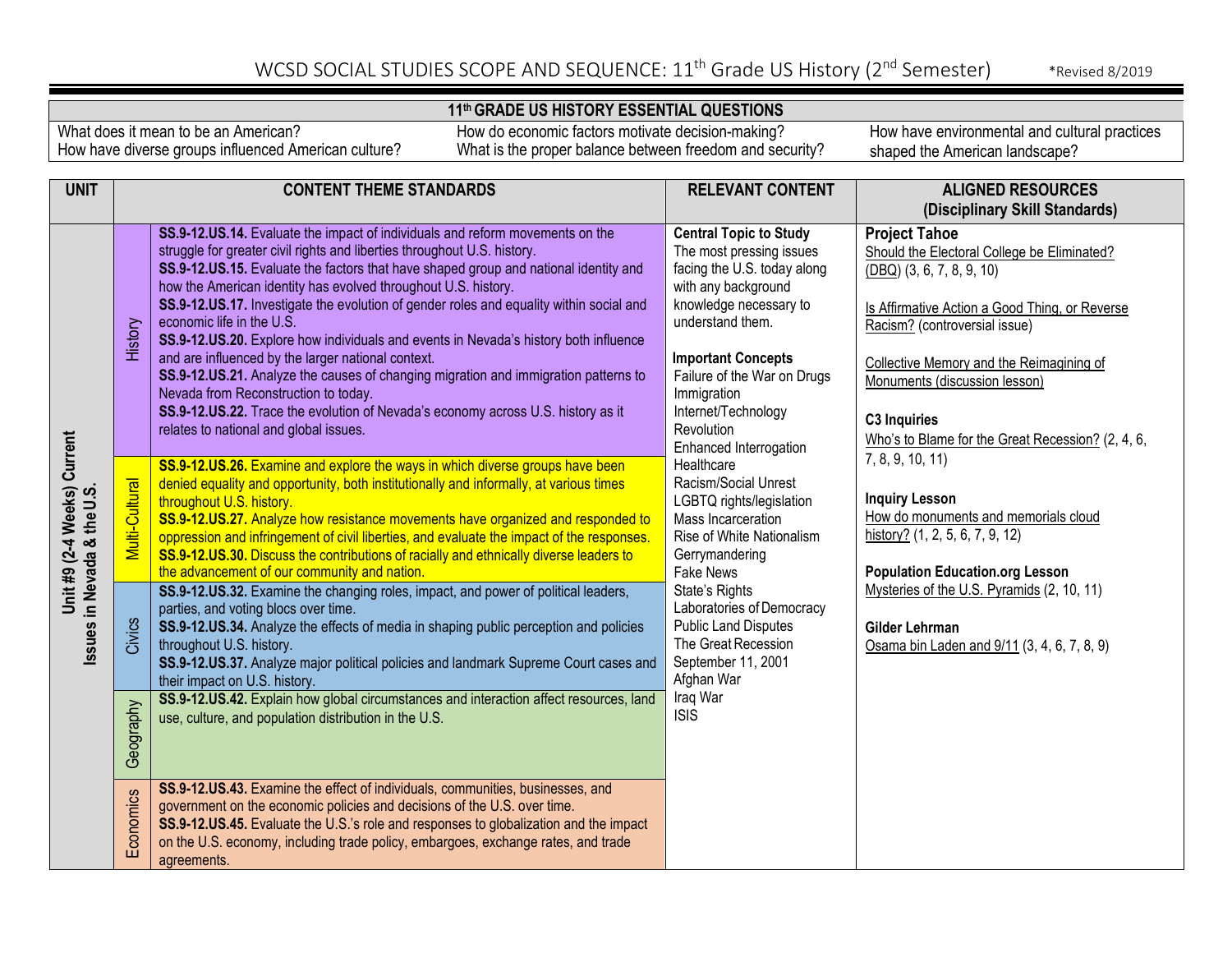# WCSD SOCIAL STUDIES SCOPE AND SEQUENCE: 11th Grade US History (2nd Semester)

*Revised 8/2019

| 11th GRADE US HISTORY ESSENTIAL QUESTIONS | | |
|---|---|---|
| What does it mean to be an American?<br>How have diverse groups influenced American culture? | How do economic factors motivate decision-making?<br>What is the proper balance between freedom and security? | How have environmental and cultural practices shaped the American landscape? |

| UNIT | | CONTENT THEME STANDARDS | RELEVANT CONTENT | ALIGNED RESOURCES (Disciplinary Skill Standards) |
|---|---|---|---|---|
| Unit #9 (2-4 Weeks) Current Issues in Nevada & the U.S. | History | **SS.9-12.US.14.** Evaluate the impact of individuals and reform movements on the struggle for greater civil rights and liberties throughout U.S. history.<br>**SS.9-12.US.15.** Evaluate the factors that have shaped group and national identity and how the American identity has evolved throughout U.S. history.<br>**SS.9-12.US.17.** Investigate the evolution of gender roles and equality within social and economic life in the U.S.<br>**SS.9-12.US.20.** Explore how individuals and events in Nevada's history both influence and are influenced by the larger national context.<br>**SS.9-12.US.21.** Analyze the causes of changing migration and immigration patterns to Nevada from Reconstruction to today.<br>**SS.9-12.US.22.** Trace the evolution of Nevada's economy across U.S. history as it relates to national and global issues. | **Central Topic to Study**<br>The most pressing issues facing the U.S. today along with any background knowledge necessary to understand them.<br><br>**Important Concepts**<br>Failure of the War on Drugs<br>Immigration<br>Internet/Technology Revolution<br>Enhanced Interrogation<br>Healthcare<br>Racism/Social Unrest<br>LGBTQ rights/legislation<br>Mass Incarceration<br>Rise of White Nationalism<br>Gerrymandering<br>Fake News<br>State's Rights<br>Laboratories of Democracy<br>Public Land Disputes<br>The Great Recession<br>September 11, 2001<br>Afghan War<br>Iraq War<br>ISIS | **Project Tahoe**<br>Should the Electoral College be Eliminated? (DBQ) (3, 6, 7, 8, 9, 10)<br><br>Is Affirmative Action a Good Thing, or Reverse Racism? (controversial issue)<br><br>Collective Memory and the Reimagining of Monuments (discussion lesson)<br><br>**C3 Inquiries**<br>Who's to Blame for the Great Recession? (2, 4, 6, 7, 8, 9, 10, 11)<br><br>**Inquiry Lesson**<br>How do monuments and memorials cloud history? (1, 2, 5, 6, 7, 9, 12)<br><br>**Population Education.org Lesson**<br>Mysteries of the U.S. Pyramids (2, 10, 11)<br><br>**Gilder Lehrman**<br>Osama bin Laden and 9/11 (3, 4, 6, 7, 8, 9) |
| | Multi-Cultural | **SS.9-12.US.26.** Examine and explore the ways in which diverse groups have been denied equality and opportunity, both institutionally and informally, at various times throughout U.S. history.<br>**SS.9-12.US.27.** Analyze how resistance movements have organized and responded to oppression and infringement of civil liberties, and evaluate the impact of the responses.<br>**SS.9-12.US.30.** Discuss the contributions of racially and ethnically diverse leaders to the advancement of our community and nation. | | |
| | Civics | **SS.9-12.US.32.** Examine the changing roles, impact, and power of political leaders, parties, and voting blocs over time.<br>**SS.9-12.US.34.** Analyze the effects of media in shaping public perception and policies throughout U.S. history.<br>**SS.9-12.US.37.** Analyze major political policies and landmark Supreme Court cases and their impact on U.S. history. | | |
| | Geography | **SS.9-12.US.42.** Explain how global circumstances and interaction affect resources, land use, culture, and population distribution in the U.S. | | |
| | Economics | **SS.9-12.US.43.** Examine the effect of individuals, communities, businesses, and government on the economic policies and decisions of the U.S. over time.<br>**SS.9-12.US.45.** Evaluate the U.S.'s role and responses to globalization and the impact on the U.S. economy, including trade policy, embargoes, exchange rates, and trade agreements. | | |